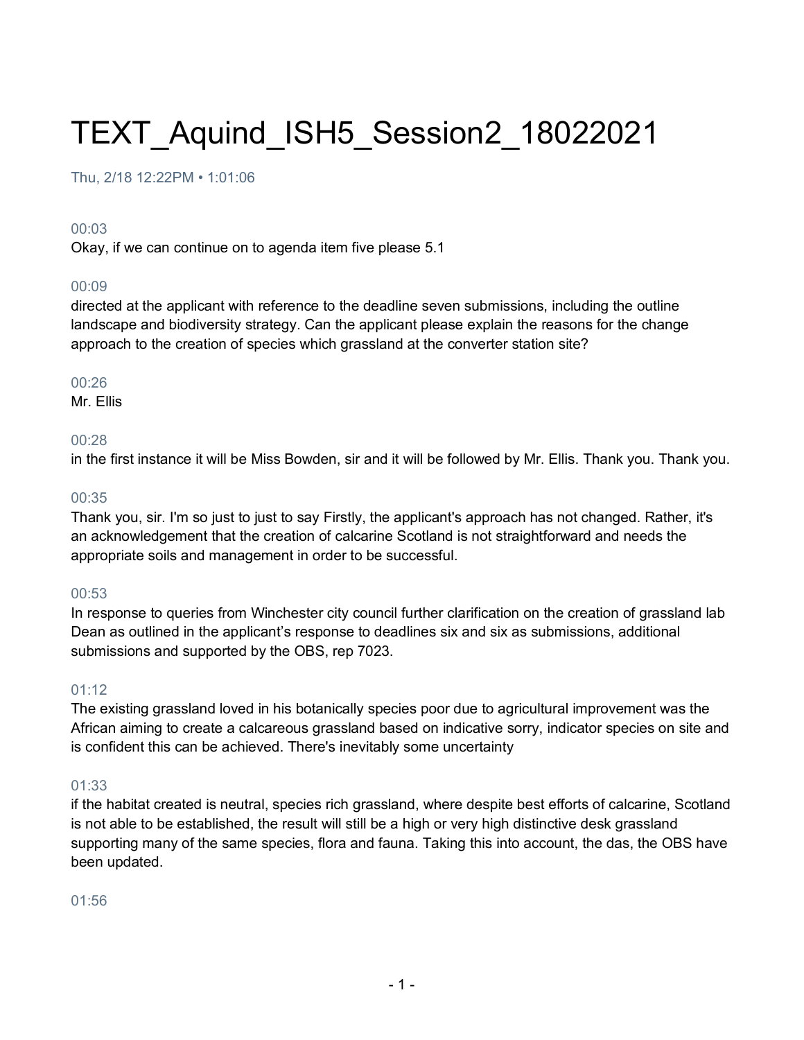# TEXT_Aquind_ISH5_Session2_18022021

Thu, 2/18 12:22PM • 1:01:06

00:03
Okay, if we can continue on to agenda item five please 5.1

00:09
directed at the applicant with reference to the deadline seven submissions, including the outline landscape and biodiversity strategy. Can the applicant please explain the reasons for the change approach to the creation of species which grassland at the converter station site?

00:26
Mr. Ellis

00:28
in the first instance it will be Miss Bowden, sir and it will be followed by Mr. Ellis. Thank you. Thank you.

00:35
Thank you, sir. I'm so just to just to say Firstly, the applicant's approach has not changed. Rather, it's an acknowledgement that the creation of calcarine Scotland is not straightforward and needs the appropriate soils and management in order to be successful.

00:53
In response to queries from Winchester city council further clarification on the creation of grassland lab Dean as outlined in the applicant's response to deadlines six and six as submissions, additional submissions and supported by the OBS, rep 7023.

01:12
The existing grassland loved in his botanically species poor due to agricultural improvement was the African aiming to create a calcareous grassland based on indicative sorry, indicator species on site and is confident this can be achieved. There's inevitably some uncertainty

01:33
if the habitat created is neutral, species rich grassland, where despite best efforts of calcarine, Scotland is not able to be established, the result will still be a high or very high distinctive desk grassland supporting many of the same species, flora and fauna. Taking this into account, the das, the OBS have been updated.

01:56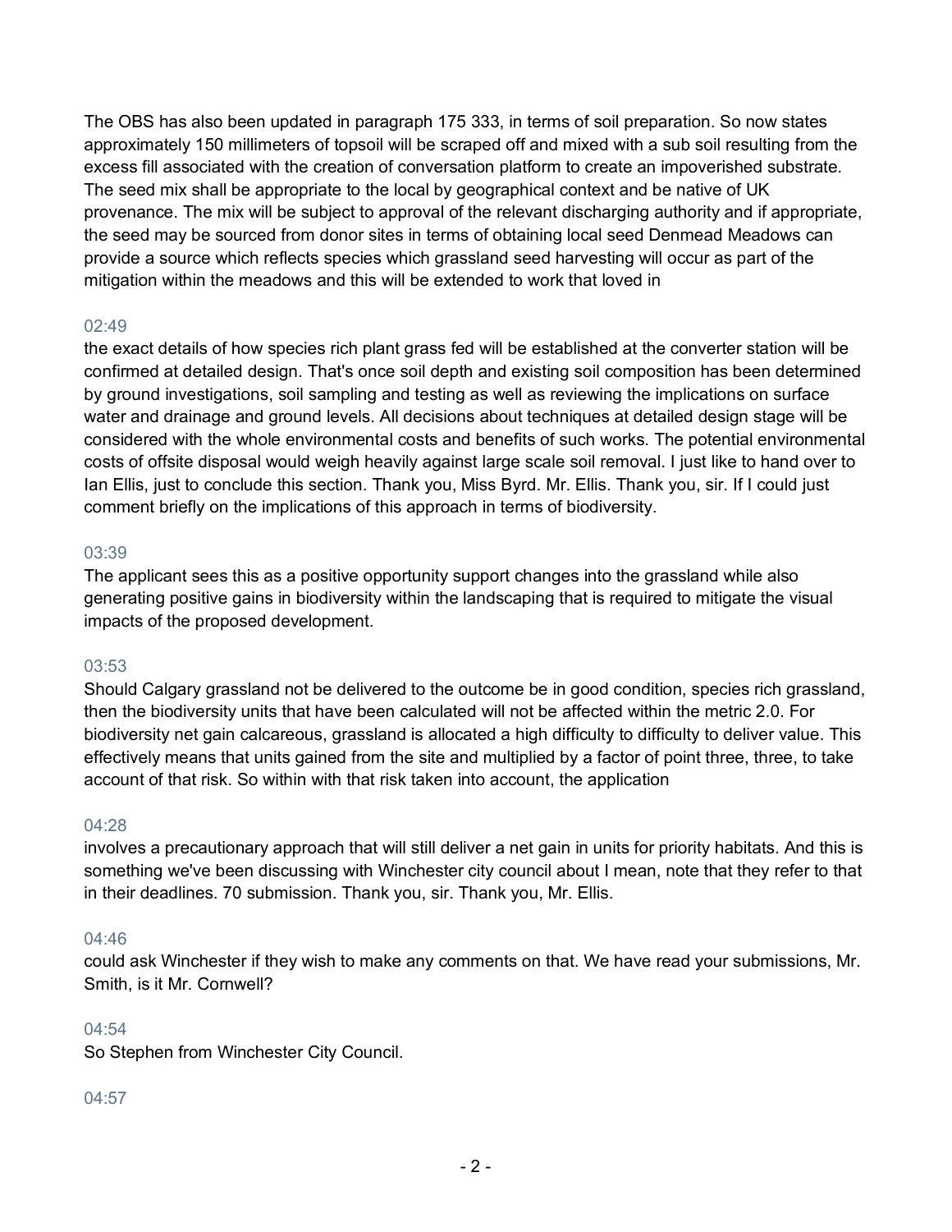The OBS has also been updated in paragraph 175 333, in terms of soil preparation. So now states approximately 150 millimeters of topsoil will be scraped off and mixed with a sub soil resulting from the excess fill associated with the creation of conversation platform to create an impoverished substrate. The seed mix shall be appropriate to the local by geographical context and be native of UK provenance. The mix will be subject to approval of the relevant discharging authority and if appropriate, the seed may be sourced from donor sites in terms of obtaining local seed Denmead Meadows can provide a source which reflects species which grassland seed harvesting will occur as part of the mitigation within the meadows and this will be extended to work that loved in

02:49

the exact details of how species rich plant grass fed will be established at the converter station will be confirmed at detailed design. That's once soil depth and existing soil composition has been determined by ground investigations, soil sampling and testing as well as reviewing the implications on surface water and drainage and ground levels. All decisions about techniques at detailed design stage will be considered with the whole environmental costs and benefits of such works. The potential environmental costs of offsite disposal would weigh heavily against large scale soil removal. I just like to hand over to Ian Ellis, just to conclude this section. Thank you, Miss Byrd. Mr. Ellis. Thank you, sir. If I could just comment briefly on the implications of this approach in terms of biodiversity.

03:39

The applicant sees this as a positive opportunity support changes into the grassland while also generating positive gains in biodiversity within the landscaping that is required to mitigate the visual impacts of the proposed development.

03:53

Should Calgary grassland not be delivered to the outcome be in good condition, species rich grassland, then the biodiversity units that have been calculated will not be affected within the metric 2.0. For biodiversity net gain calcareous, grassland is allocated a high difficulty to difficulty to deliver value. This effectively means that units gained from the site and multiplied by a factor of point three, three, to take account of that risk. So within with that risk taken into account, the application

04:28

involves a precautionary approach that will still deliver a net gain in units for priority habitats. And this is something we've been discussing with Winchester city council about I mean, note that they refer to that in their deadlines. 70 submission. Thank you, sir. Thank you, Mr. Ellis.

04:46

could ask Winchester if they wish to make any comments on that. We have read your submissions, Mr. Smith, is it Mr. Cornwell?

04:54

So Stephen from Winchester City Council.

04:57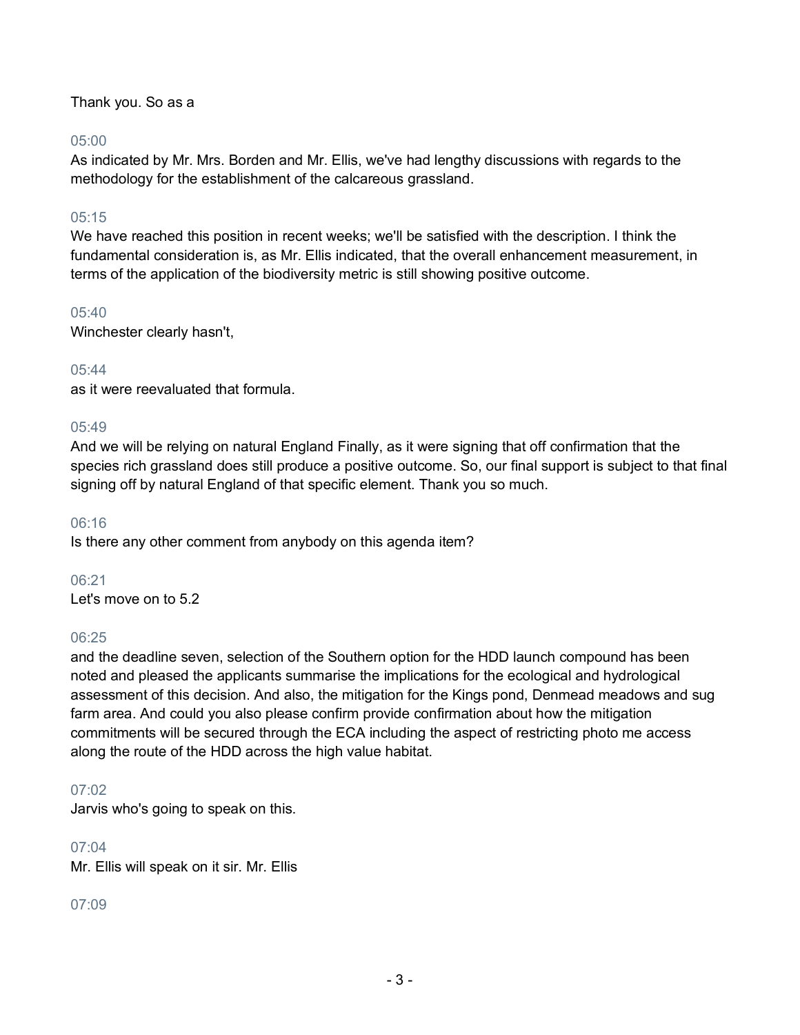Thank you. So as a

05:00
As indicated by Mr. Mrs. Borden and Mr. Ellis, we've had lengthy discussions with regards to the methodology for the establishment of the calcareous grassland.

05:15
We have reached this position in recent weeks; we'll be satisfied with the description. I think the fundamental consideration is, as Mr. Ellis indicated, that the overall enhancement measurement, in terms of the application of the biodiversity metric is still showing positive outcome.

05:40
Winchester clearly hasn't,

05:44
as it were reevaluated that formula.

05:49
And we will be relying on natural England Finally, as it were signing that off confirmation that the species rich grassland does still produce a positive outcome. So, our final support is subject to that final signing off by natural England of that specific element. Thank you so much.

06:16
Is there any other comment from anybody on this agenda item?

06:21
Let's move on to 5.2

06:25
and the deadline seven, selection of the Southern option for the HDD launch compound has been noted and pleased the applicants summarise the implications for the ecological and hydrological assessment of this decision. And also, the mitigation for the Kings pond, Denmead meadows and sug farm area. And could you also please confirm provide confirmation about how the mitigation commitments will be secured through the ECA including the aspect of restricting photo me access along the route of the HDD across the high value habitat.

07:02
Jarvis who's going to speak on this.

07:04
Mr. Ellis will speak on it sir. Mr. Ellis

07:09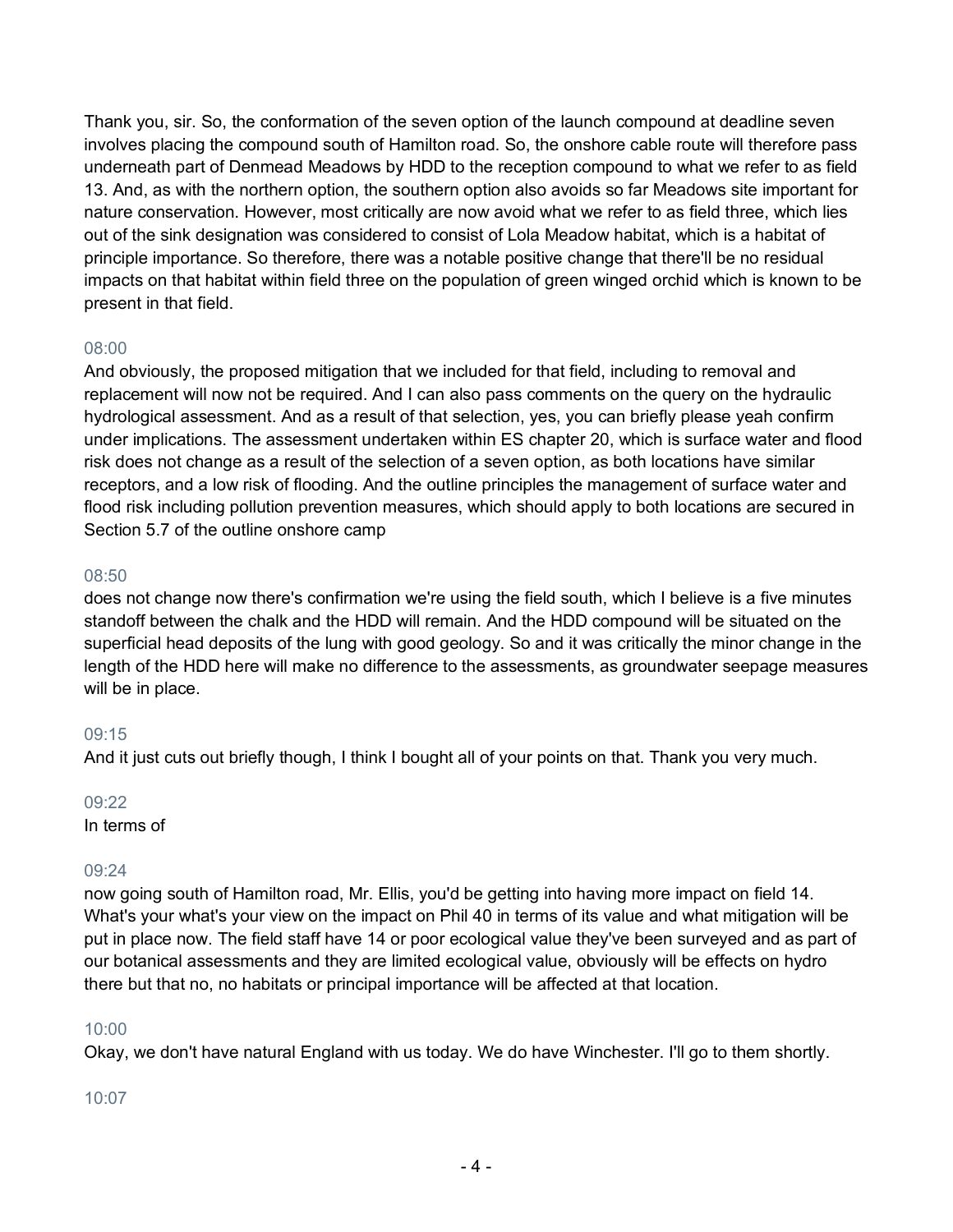Thank you, sir. So, the conformation of the seven option of the launch compound at deadline seven involves placing the compound south of Hamilton road. So, the onshore cable route will therefore pass underneath part of Denmead Meadows by HDD to the reception compound to what we refer to as field 13. And, as with the northern option, the southern option also avoids so far Meadows site important for nature conservation. However, most critically are now avoid what we refer to as field three, which lies out of the sink designation was considered to consist of Lola Meadow habitat, which is a habitat of principle importance. So therefore, there was a notable positive change that there'll be no residual impacts on that habitat within field three on the population of green winged orchid which is known to be present in that field.

08:00

And obviously, the proposed mitigation that we included for that field, including to removal and replacement will now not be required. And I can also pass comments on the query on the hydraulic hydrological assessment. And as a result of that selection, yes, you can briefly please yeah confirm under implications. The assessment undertaken within ES chapter 20, which is surface water and flood risk does not change as a result of the selection of a seven option, as both locations have similar receptors, and a low risk of flooding. And the outline principles the management of surface water and flood risk including pollution prevention measures, which should apply to both locations are secured in Section 5.7 of the outline onshore camp

08:50

does not change now there's confirmation we're using the field south, which I believe is a five minutes standoff between the chalk and the HDD will remain. And the HDD compound will be situated on the superficial head deposits of the lung with good geology. So and it was critically the minor change in the length of the HDD here will make no difference to the assessments, as groundwater seepage measures will be in place.

09:15

And it just cuts out briefly though, I think I bought all of your points on that. Thank you very much.

09:22

In terms of

09:24

now going south of Hamilton road, Mr. Ellis, you'd be getting into having more impact on field 14. What's your what's your view on the impact on Phil 40 in terms of its value and what mitigation will be put in place now. The field staff have 14 or poor ecological value they've been surveyed and as part of our botanical assessments and they are limited ecological value, obviously will be effects on hydro there but that no, no habitats or principal importance will be affected at that location.

10:00

Okay, we don't have natural England with us today. We do have Winchester. I'll go to them shortly.

10:07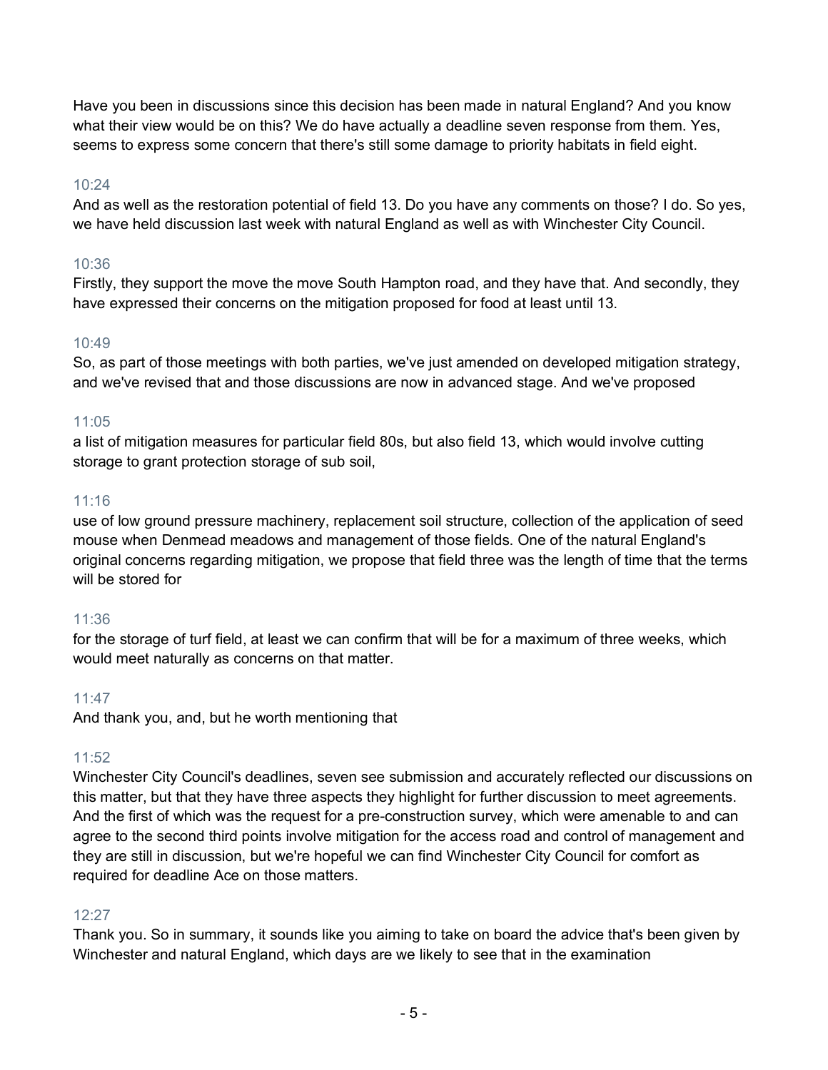Have you been in discussions since this decision has been made in natural England? And you know what their view would be on this? We do have actually a deadline seven response from them. Yes, seems to express some concern that there's still some damage to priority habitats in field eight.

10:24

And as well as the restoration potential of field 13. Do you have any comments on those? I do. So yes, we have held discussion last week with natural England as well as with Winchester City Council.

10:36

Firstly, they support the move the move South Hampton road, and they have that. And secondly, they have expressed their concerns on the mitigation proposed for food at least until 13.

10:49

So, as part of those meetings with both parties, we've just amended on developed mitigation strategy, and we've revised that and those discussions are now in advanced stage. And we've proposed

11:05

a list of mitigation measures for particular field 80s, but also field 13, which would involve cutting storage to grant protection storage of sub soil,

11:16

use of low ground pressure machinery, replacement soil structure, collection of the application of seed mouse when Denmead meadows and management of those fields. One of the natural England's original concerns regarding mitigation, we propose that field three was the length of time that the terms will be stored for

11:36

for the storage of turf field, at least we can confirm that will be for a maximum of three weeks, which would meet naturally as concerns on that matter.

11:47

And thank you, and, but he worth mentioning that

11:52

Winchester City Council's deadlines, seven see submission and accurately reflected our discussions on this matter, but that they have three aspects they highlight for further discussion to meet agreements. And the first of which was the request for a pre-construction survey, which were amenable to and can agree to the second third points involve mitigation for the access road and control of management and they are still in discussion, but we're hopeful we can find Winchester City Council for comfort as required for deadline Ace on those matters.

12:27

Thank you. So in summary, it sounds like you aiming to take on board the advice that's been given by Winchester and natural England, which days are we likely to see that in the examination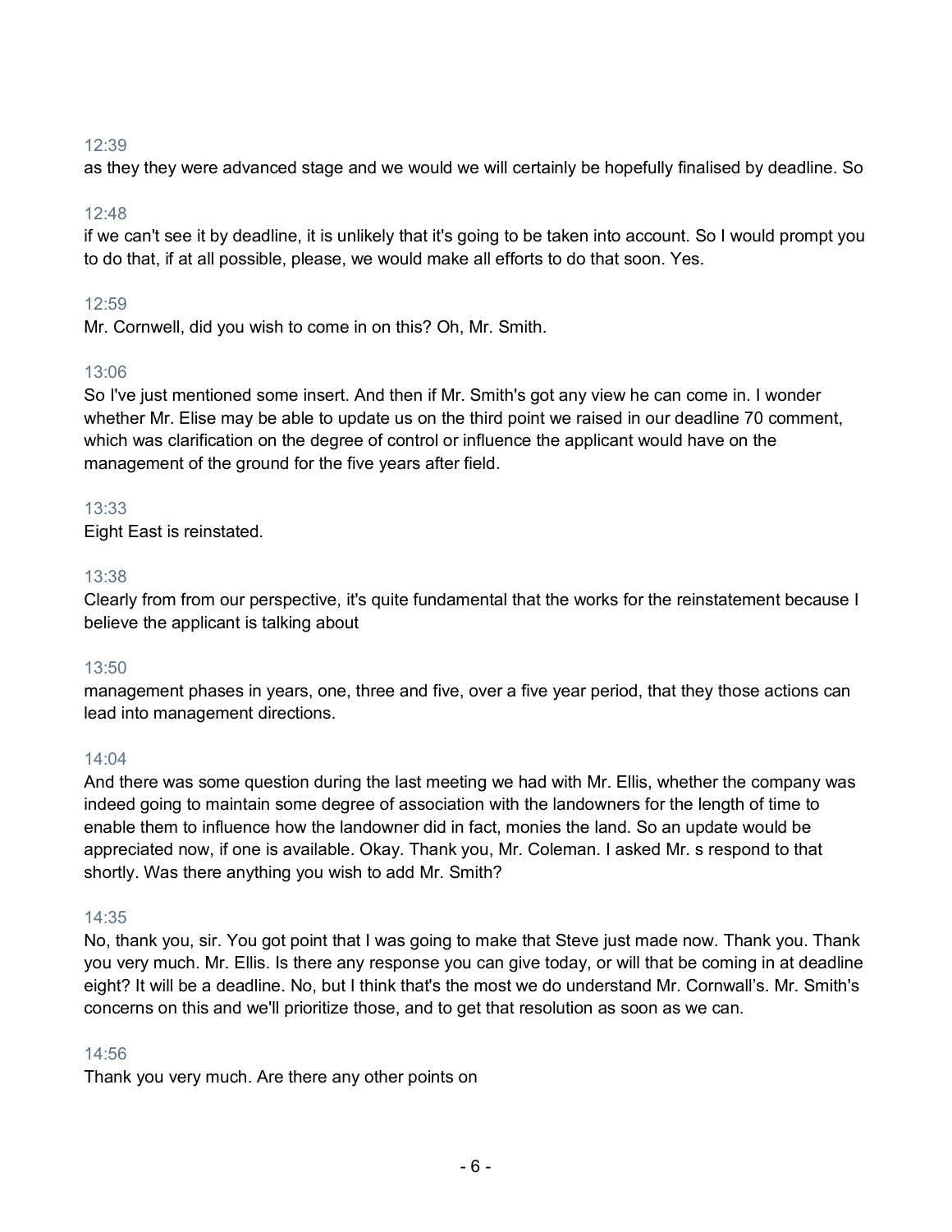12:39

as they they were advanced stage and we would we will certainly be hopefully finalised by deadline. So

12:48

if we can't see it by deadline, it is unlikely that it's going to be taken into account. So I would prompt you to do that, if at all possible, please, we would make all efforts to do that soon. Yes.

12:59

Mr. Cornwell, did you wish to come in on this? Oh, Mr. Smith.

13:06

So I've just mentioned some insert. And then if Mr. Smith's got any view he can come in. I wonder whether Mr. Elise may be able to update us on the third point we raised in our deadline 70 comment, which was clarification on the degree of control or influence the applicant would have on the management of the ground for the five years after field.

13:33

Eight East is reinstated.

13:38

Clearly from from our perspective, it's quite fundamental that the works for the reinstatement because I believe the applicant is talking about

13:50

management phases in years, one, three and five, over a five year period, that they those actions can lead into management directions.

14:04

And there was some question during the last meeting we had with Mr. Ellis, whether the company was indeed going to maintain some degree of association with the landowners for the length of time to enable them to influence how the landowner did in fact, monies the land. So an update would be appreciated now, if one is available. Okay. Thank you, Mr. Coleman. I asked Mr. s respond to that shortly. Was there anything you wish to add Mr. Smith?

14:35

No, thank you, sir. You got point that I was going to make that Steve just made now. Thank you. Thank you very much. Mr. Ellis. Is there any response you can give today, or will that be coming in at deadline eight? It will be a deadline. No, but I think that's the most we do understand Mr. Cornwall's. Mr. Smith's concerns on this and we'll prioritize those, and to get that resolution as soon as we can.

14:56

Thank you very much. Are there any other points on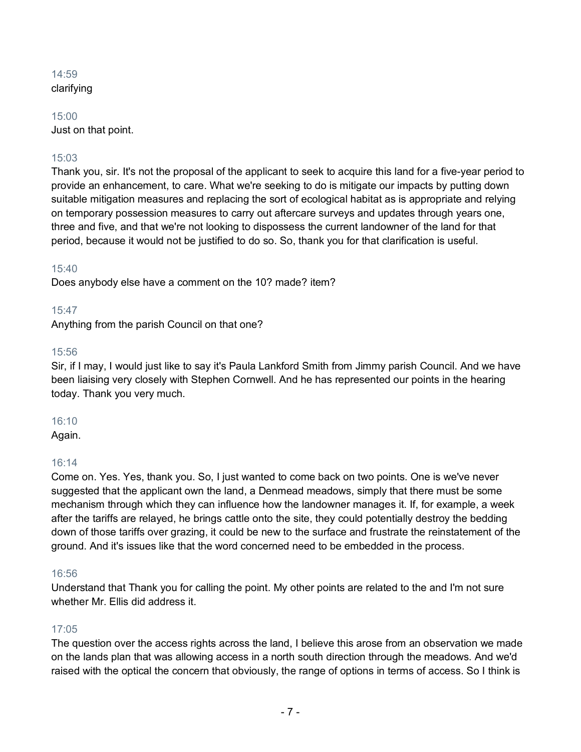14:59
clarifying

15:00
Just on that point.

15:03
Thank you, sir. It's not the proposal of the applicant to seek to acquire this land for a five-year period to provide an enhancement, to care. What we're seeking to do is mitigate our impacts by putting down suitable mitigation measures and replacing the sort of ecological habitat as is appropriate and relying on temporary possession measures to carry out aftercare surveys and updates through years one, three and five, and that we're not looking to dispossess the current landowner of the land for that period, because it would not be justified to do so. So, thank you for that clarification is useful.

15:40
Does anybody else have a comment on the 10? made? item?

15:47
Anything from the parish Council on that one?

15:56
Sir, if I may, I would just like to say it's Paula Lankford Smith from Jimmy parish Council. And we have been liaising very closely with Stephen Cornwell. And he has represented our points in the hearing today. Thank you very much.

16:10
Again.

16:14
Come on. Yes. Yes, thank you. So, I just wanted to come back on two points. One is we've never suggested that the applicant own the land, a Denmead meadows, simply that there must be some mechanism through which they can influence how the landowner manages it. If, for example, a week after the tariffs are relayed, he brings cattle onto the site, they could potentially destroy the bedding down of those tariffs over grazing, it could be new to the surface and frustrate the reinstatement of the ground. And it's issues like that the word concerned need to be embedded in the process.

16:56
Understand that Thank you for calling the point. My other points are related to the and I'm not sure whether Mr. Ellis did address it.

17:05
The question over the access rights across the land, I believe this arose from an observation we made on the lands plan that was allowing access in a north south direction through the meadows. And we'd raised with the optical the concern that obviously, the range of options in terms of access. So I think is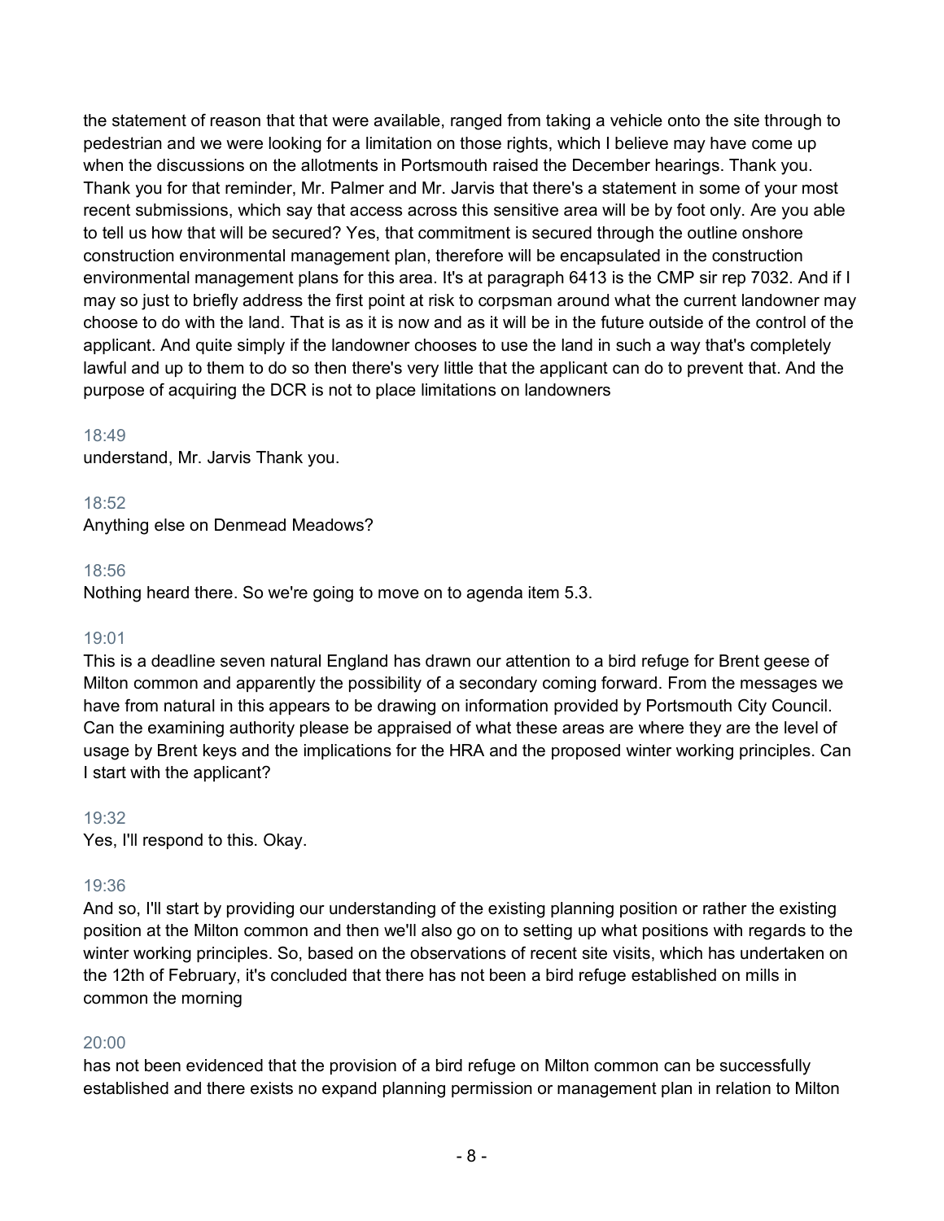the statement of reason that that were available, ranged from taking a vehicle onto the site through to pedestrian and we were looking for a limitation on those rights, which I believe may have come up when the discussions on the allotments in Portsmouth raised the December hearings. Thank you. Thank you for that reminder, Mr. Palmer and Mr. Jarvis that there's a statement in some of your most recent submissions, which say that access across this sensitive area will be by foot only. Are you able to tell us how that will be secured? Yes, that commitment is secured through the outline onshore construction environmental management plan, therefore will be encapsulated in the construction environmental management plans for this area. It's at paragraph 6413 is the CMP sir rep 7032. And if I may so just to briefly address the first point at risk to corpsman around what the current landowner may choose to do with the land. That is as it is now and as it will be in the future outside of the control of the applicant. And quite simply if the landowner chooses to use the land in such a way that's completely lawful and up to them to do so then there's very little that the applicant can do to prevent that. And the purpose of acquiring the DCR is not to place limitations on landowners

18:49
understand, Mr. Jarvis Thank you.

18:52
Anything else on Denmead Meadows?

18:56
Nothing heard there. So we're going to move on to agenda item 5.3.

19:01
This is a deadline seven natural England has drawn our attention to a bird refuge for Brent geese of Milton common and apparently the possibility of a secondary coming forward. From the messages we have from natural in this appears to be drawing on information provided by Portsmouth City Council. Can the examining authority please be appraised of what these areas are where they are the level of usage by Brent keys and the implications for the HRA and the proposed winter working principles. Can I start with the applicant?

19:32
Yes, I'll respond to this. Okay.

19:36
And so, I'll start by providing our understanding of the existing planning position or rather the existing position at the Milton common and then we'll also go on to setting up what positions with regards to the winter working principles. So, based on the observations of recent site visits, which has undertaken on the 12th of February, it's concluded that there has not been a bird refuge established on mills in common the morning

20:00
has not been evidenced that the provision of a bird refuge on Milton common can be successfully established and there exists no expand planning permission or management plan in relation to Milton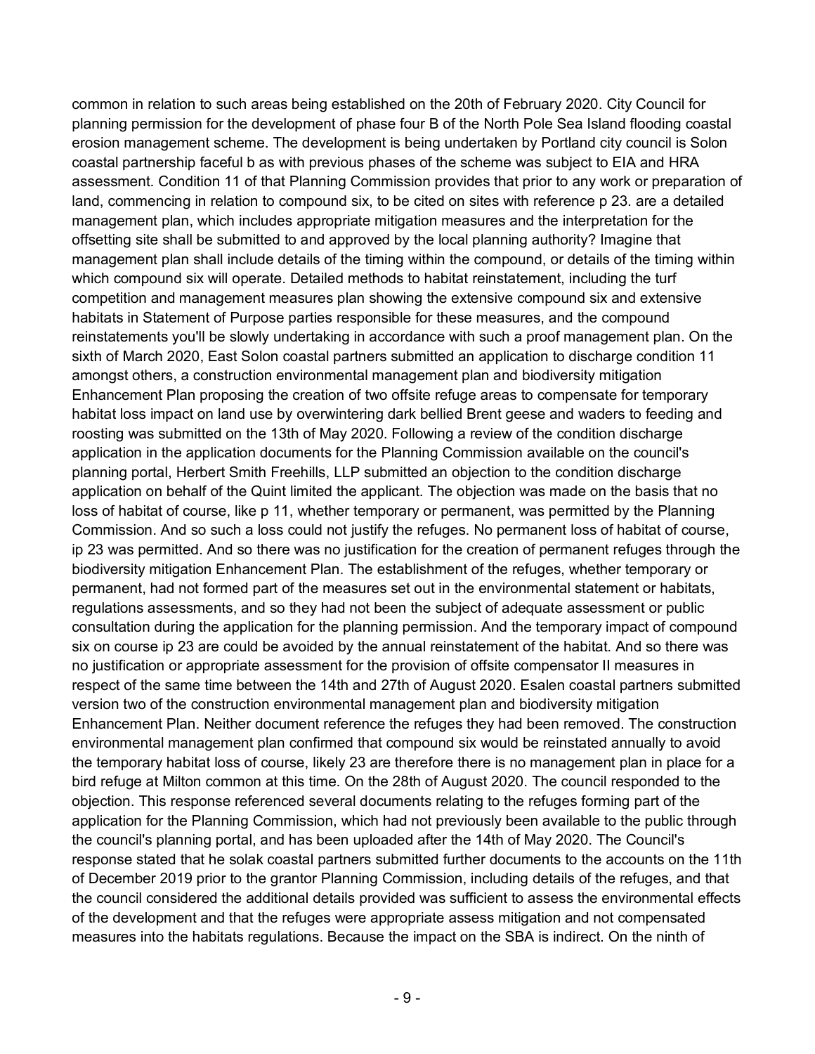common in relation to such areas being established on the 20th of February 2020. City Council for planning permission for the development of phase four B of the North Pole Sea Island flooding coastal erosion management scheme. The development is being undertaken by Portland city council is Solon coastal partnership faceful b as with previous phases of the scheme was subject to EIA and HRA assessment. Condition 11 of that Planning Commission provides that prior to any work or preparation of land, commencing in relation to compound six, to be cited on sites with reference p 23. are a detailed management plan, which includes appropriate mitigation measures and the interpretation for the offsetting site shall be submitted to and approved by the local planning authority? Imagine that management plan shall include details of the timing within the compound, or details of the timing within which compound six will operate. Detailed methods to habitat reinstatement, including the turf competition and management measures plan showing the extensive compound six and extensive habitats in Statement of Purpose parties responsible for these measures, and the compound reinstatements you'll be slowly undertaking in accordance with such a proof management plan. On the sixth of March 2020, East Solon coastal partners submitted an application to discharge condition 11 amongst others, a construction environmental management plan and biodiversity mitigation Enhancement Plan proposing the creation of two offsite refuge areas to compensate for temporary habitat loss impact on land use by overwintering dark bellied Brent geese and waders to feeding and roosting was submitted on the 13th of May 2020. Following a review of the condition discharge application in the application documents for the Planning Commission available on the council's planning portal, Herbert Smith Freehills, LLP submitted an objection to the condition discharge application on behalf of the Quint limited the applicant. The objection was made on the basis that no loss of habitat of course, like p 11, whether temporary or permanent, was permitted by the Planning Commission. And so such a loss could not justify the refuges. No permanent loss of habitat of course, ip 23 was permitted. And so there was no justification for the creation of permanent refuges through the biodiversity mitigation Enhancement Plan. The establishment of the refuges, whether temporary or permanent, had not formed part of the measures set out in the environmental statement or habitats, regulations assessments, and so they had not been the subject of adequate assessment or public consultation during the application for the planning permission. And the temporary impact of compound six on course ip 23 are could be avoided by the annual reinstatement of the habitat. And so there was no justification or appropriate assessment for the provision of offsite compensator II measures in respect of the same time between the 14th and 27th of August 2020. Esalen coastal partners submitted version two of the construction environmental management plan and biodiversity mitigation Enhancement Plan. Neither document reference the refuges they had been removed. The construction environmental management plan confirmed that compound six would be reinstated annually to avoid the temporary habitat loss of course, likely 23 are therefore there is no management plan in place for a bird refuge at Milton common at this time. On the 28th of August 2020. The council responded to the objection. This response referenced several documents relating to the refuges forming part of the application for the Planning Commission, which had not previously been available to the public through the council's planning portal, and has been uploaded after the 14th of May 2020. The Council's response stated that he solak coastal partners submitted further documents to the accounts on the 11th of December 2019 prior to the grantor Planning Commission, including details of the refuges, and that the council considered the additional details provided was sufficient to assess the environmental effects of the development and that the refuges were appropriate assess mitigation and not compensated measures into the habitats regulations. Because the impact on the SBA is indirect. On the ninth of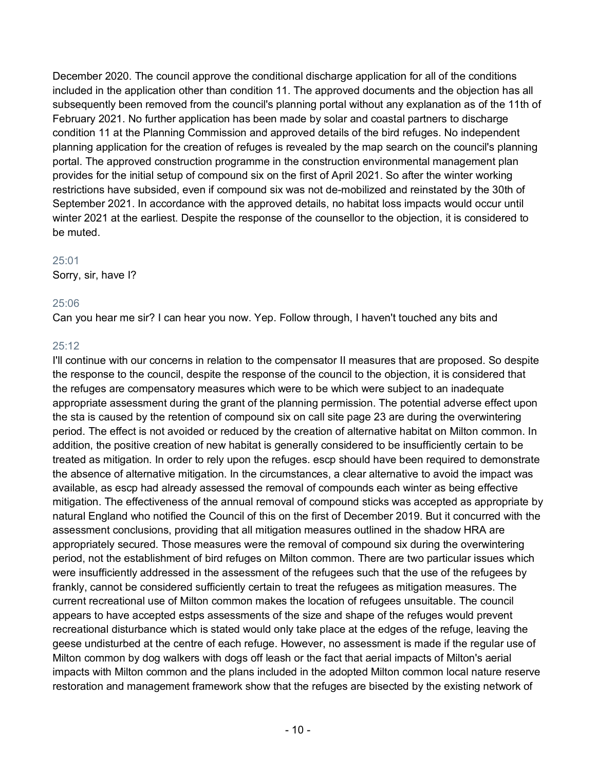December 2020. The council approve the conditional discharge application for all of the conditions included in the application other than condition 11. The approved documents and the objection has all subsequently been removed from the council's planning portal without any explanation as of the 11th of February 2021. No further application has been made by solar and coastal partners to discharge condition 11 at the Planning Commission and approved details of the bird refuges. No independent planning application for the creation of refuges is revealed by the map search on the council's planning portal. The approved construction programme in the construction environmental management plan provides for the initial setup of compound six on the first of April 2021. So after the winter working restrictions have subsided, even if compound six was not de-mobilized and reinstated by the 30th of September 2021. In accordance with the approved details, no habitat loss impacts would occur until winter 2021 at the earliest. Despite the response of the counsellor to the objection, it is considered to be muted.

25:01

Sorry, sir, have I?

25:06

Can you hear me sir? I can hear you now. Yep. Follow through, I haven't touched any bits and

25:12

I'll continue with our concerns in relation to the compensator II measures that are proposed. So despite the response to the council, despite the response of the council to the objection, it is considered that the refuges are compensatory measures which were to be which were subject to an inadequate appropriate assessment during the grant of the planning permission. The potential adverse effect upon the sta is caused by the retention of compound six on call site page 23 are during the overwintering period. The effect is not avoided or reduced by the creation of alternative habitat on Milton common. In addition, the positive creation of new habitat is generally considered to be insufficiently certain to be treated as mitigation. In order to rely upon the refuges. escp should have been required to demonstrate the absence of alternative mitigation. In the circumstances, a clear alternative to avoid the impact was available, as escp had already assessed the removal of compounds each winter as being effective mitigation. The effectiveness of the annual removal of compound sticks was accepted as appropriate by natural England who notified the Council of this on the first of December 2019. But it concurred with the assessment conclusions, providing that all mitigation measures outlined in the shadow HRA are appropriately secured. Those measures were the removal of compound six during the overwintering period, not the establishment of bird refuges on Milton common. There are two particular issues which were insufficiently addressed in the assessment of the refugees such that the use of the refugees by frankly, cannot be considered sufficiently certain to treat the refugees as mitigation measures. The current recreational use of Milton common makes the location of refugees unsuitable. The council appears to have accepted estps assessments of the size and shape of the refuges would prevent recreational disturbance which is stated would only take place at the edges of the refuge, leaving the geese undisturbed at the centre of each refuge. However, no assessment is made if the regular use of Milton common by dog walkers with dogs off leash or the fact that aerial impacts of Milton's aerial impacts with Milton common and the plans included in the adopted Milton common local nature reserve restoration and management framework show that the refuges are bisected by the existing network of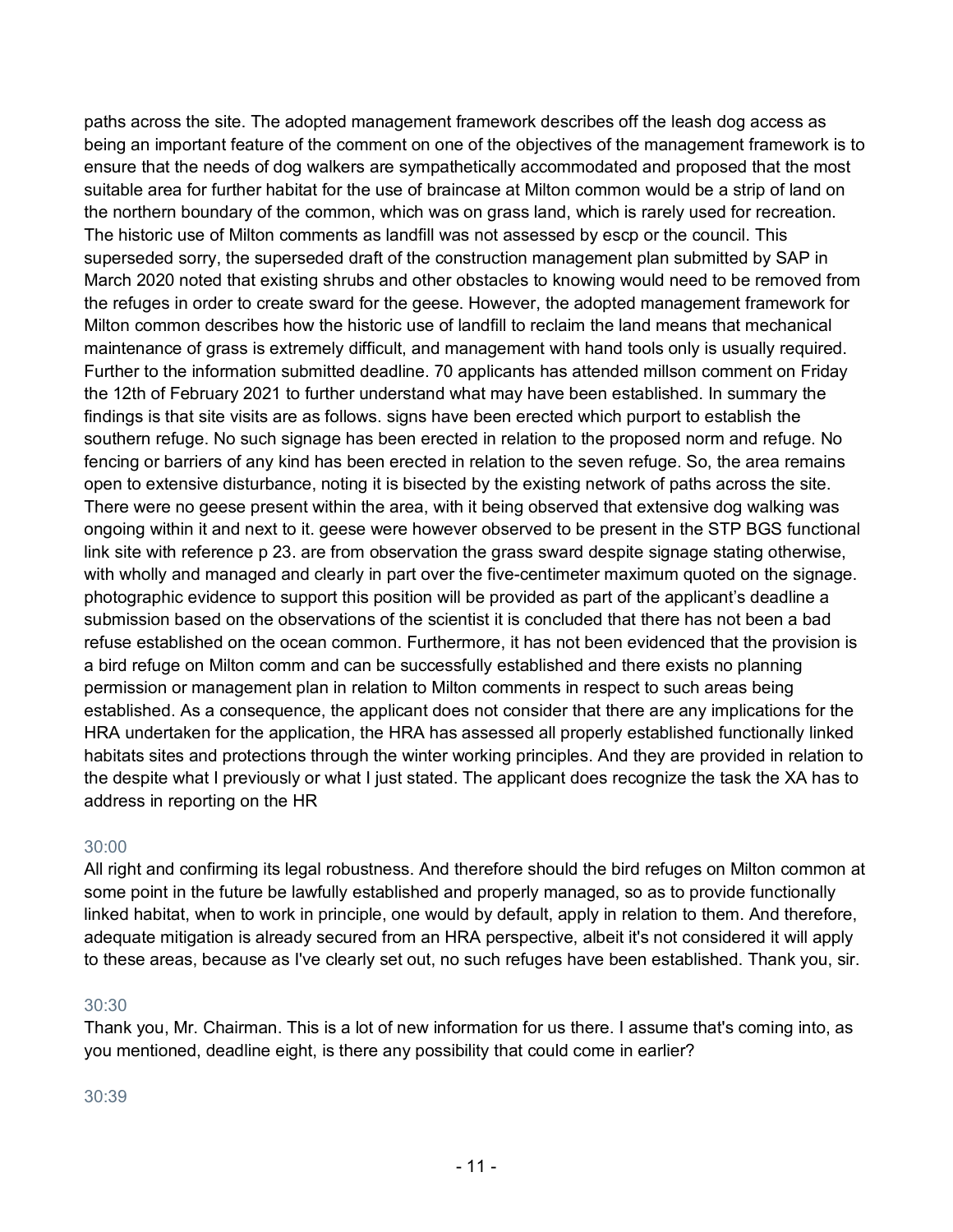paths across the site. The adopted management framework describes off the leash dog access as being an important feature of the comment on one of the objectives of the management framework is to ensure that the needs of dog walkers are sympathetically accommodated and proposed that the most suitable area for further habitat for the use of braincase at Milton common would be a strip of land on the northern boundary of the common, which was on grass land, which is rarely used for recreation. The historic use of Milton comments as landfill was not assessed by escp or the council. This superseded sorry, the superseded draft of the construction management plan submitted by SAP in March 2020 noted that existing shrubs and other obstacles to knowing would need to be removed from the refuges in order to create sward for the geese. However, the adopted management framework for Milton common describes how the historic use of landfill to reclaim the land means that mechanical maintenance of grass is extremely difficult, and management with hand tools only is usually required. Further to the information submitted deadline. 70 applicants has attended millson comment on Friday the 12th of February 2021 to further understand what may have been established. In summary the findings is that site visits are as follows. signs have been erected which purport to establish the southern refuge. No such signage has been erected in relation to the proposed norm and refuge. No fencing or barriers of any kind has been erected in relation to the seven refuge. So, the area remains open to extensive disturbance, noting it is bisected by the existing network of paths across the site. There were no geese present within the area, with it being observed that extensive dog walking was ongoing within it and next to it. geese were however observed to be present in the STP BGS functional link site with reference p 23. are from observation the grass sward despite signage stating otherwise, with wholly and managed and clearly in part over the five-centimeter maximum quoted on the signage. photographic evidence to support this position will be provided as part of the applicant's deadline a submission based on the observations of the scientist it is concluded that there has not been a bad refuse established on the ocean common. Furthermore, it has not been evidenced that the provision is a bird refuge on Milton comm and can be successfully established and there exists no planning permission or management plan in relation to Milton comments in respect to such areas being established. As a consequence, the applicant does not consider that there are any implications for the HRA undertaken for the application, the HRA has assessed all properly established functionally linked habitats sites and protections through the winter working principles. And they are provided in relation to the despite what I previously or what I just stated. The applicant does recognize the task the XA has to address in reporting on the HR

30:00

All right and confirming its legal robustness. And therefore should the bird refuges on Milton common at some point in the future be lawfully established and properly managed, so as to provide functionally linked habitat, when to work in principle, one would by default, apply in relation to them. And therefore, adequate mitigation is already secured from an HRA perspective, albeit it's not considered it will apply to these areas, because as I've clearly set out, no such refuges have been established. Thank you, sir.

30:30

Thank you, Mr. Chairman. This is a lot of new information for us there. I assume that's coming into, as you mentioned, deadline eight, is there any possibility that could come in earlier?

30:39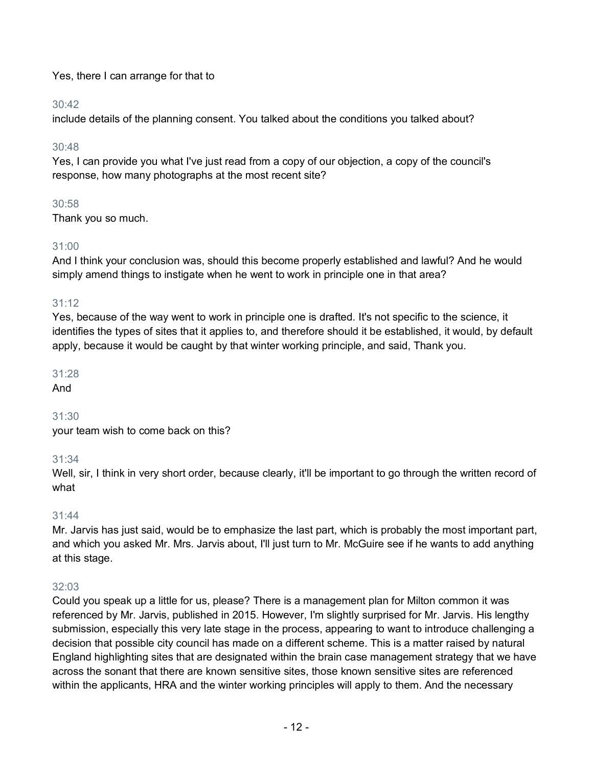Yes, there I can arrange for that to

30:42
include details of the planning consent. You talked about the conditions you talked about?

30:48
Yes, I can provide you what I've just read from a copy of our objection, a copy of the council's response, how many photographs at the most recent site?

30:58
Thank you so much.

31:00
And I think your conclusion was, should this become properly established and lawful? And he would simply amend things to instigate when he went to work in principle one in that area?

31:12
Yes, because of the way went to work in principle one is drafted. It's not specific to the science, it identifies the types of sites that it applies to, and therefore should it be established, it would, by default apply, because it would be caught by that winter working principle, and said, Thank you.

31:28
And

31:30
your team wish to come back on this?

31:34
Well, sir, I think in very short order, because clearly, it'll be important to go through the written record of what

31:44
Mr. Jarvis has just said, would be to emphasize the last part, which is probably the most important part, and which you asked Mr. Mrs. Jarvis about, I'll just turn to Mr. McGuire see if he wants to add anything at this stage.

32:03
Could you speak up a little for us, please? There is a management plan for Milton common it was referenced by Mr. Jarvis, published in 2015. However, I'm slightly surprised for Mr. Jarvis. His lengthy submission, especially this very late stage in the process, appearing to want to introduce challenging a decision that possible city council has made on a different scheme. This is a matter raised by natural England highlighting sites that are designated within the brain case management strategy that we have across the sonant that there are known sensitive sites, those known sensitive sites are referenced within the applicants, HRA and the winter working principles will apply to them. And the necessary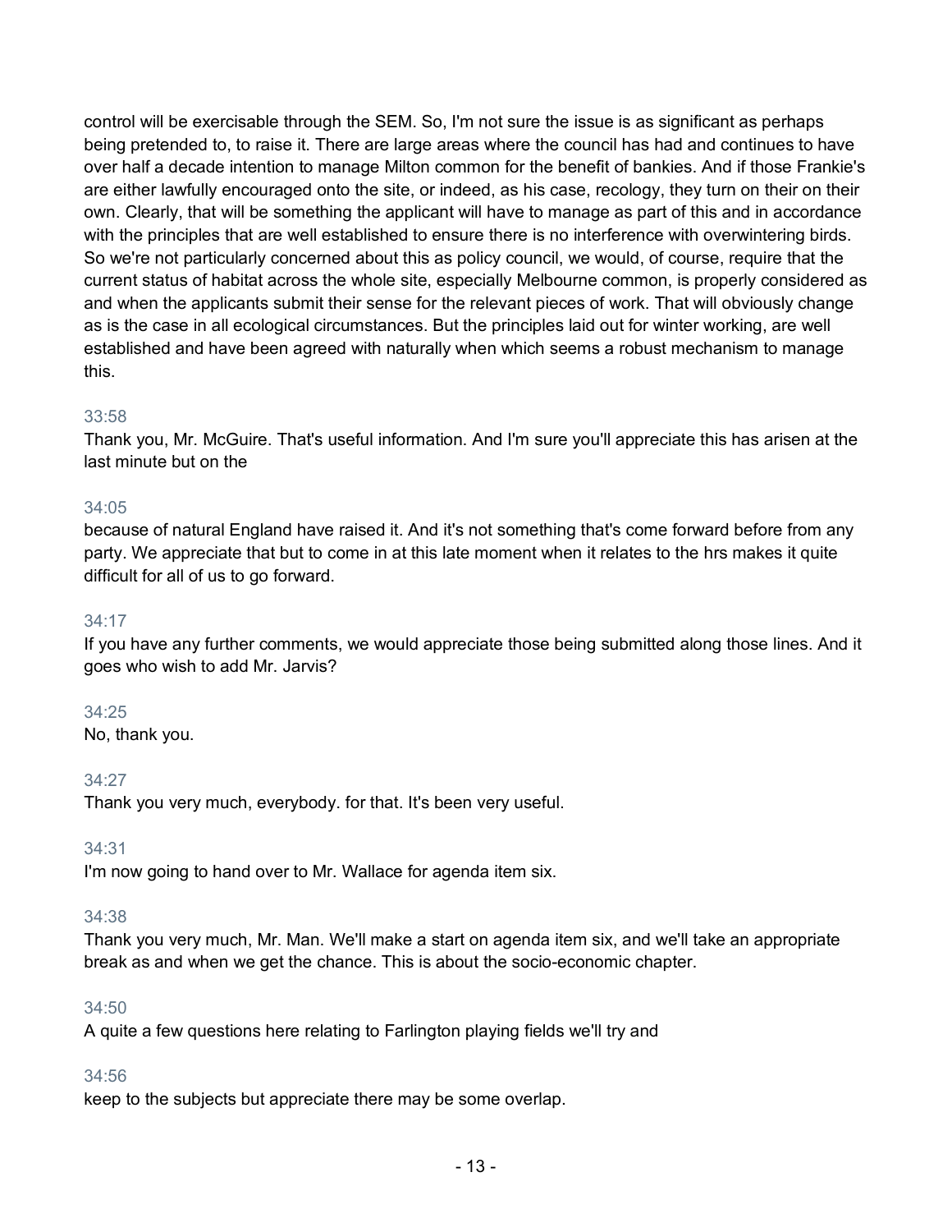control will be exercisable through the SEM. So, I'm not sure the issue is as significant as perhaps being pretended to, to raise it. There are large areas where the council has had and continues to have over half a decade intention to manage Milton common for the benefit of bankies. And if those Frankie's are either lawfully encouraged onto the site, or indeed, as his case, recology, they turn on their on their own. Clearly, that will be something the applicant will have to manage as part of this and in accordance with the principles that are well established to ensure there is no interference with overwintering birds. So we're not particularly concerned about this as policy council, we would, of course, require that the current status of habitat across the whole site, especially Melbourne common, is properly considered as and when the applicants submit their sense for the relevant pieces of work. That will obviously change as is the case in all ecological circumstances. But the principles laid out for winter working, are well established and have been agreed with naturally when which seems a robust mechanism to manage this.

33:58
Thank you, Mr. McGuire. That's useful information. And I'm sure you'll appreciate this has arisen at the last minute but on the

34:05
because of natural England have raised it. And it's not something that's come forward before from any party. We appreciate that but to come in at this late moment when it relates to the hrs makes it quite difficult for all of us to go forward.

34:17
If you have any further comments, we would appreciate those being submitted along those lines. And it goes who wish to add Mr. Jarvis?

34:25
No, thank you.

34:27
Thank you very much, everybody. for that. It's been very useful.

34:31
I'm now going to hand over to Mr. Wallace for agenda item six.

34:38
Thank you very much, Mr. Man. We'll make a start on agenda item six, and we'll take an appropriate break as and when we get the chance. This is about the socio-economic chapter.

34:50
A quite a few questions here relating to Farlington playing fields we'll try and

34:56
keep to the subjects but appreciate there may be some overlap.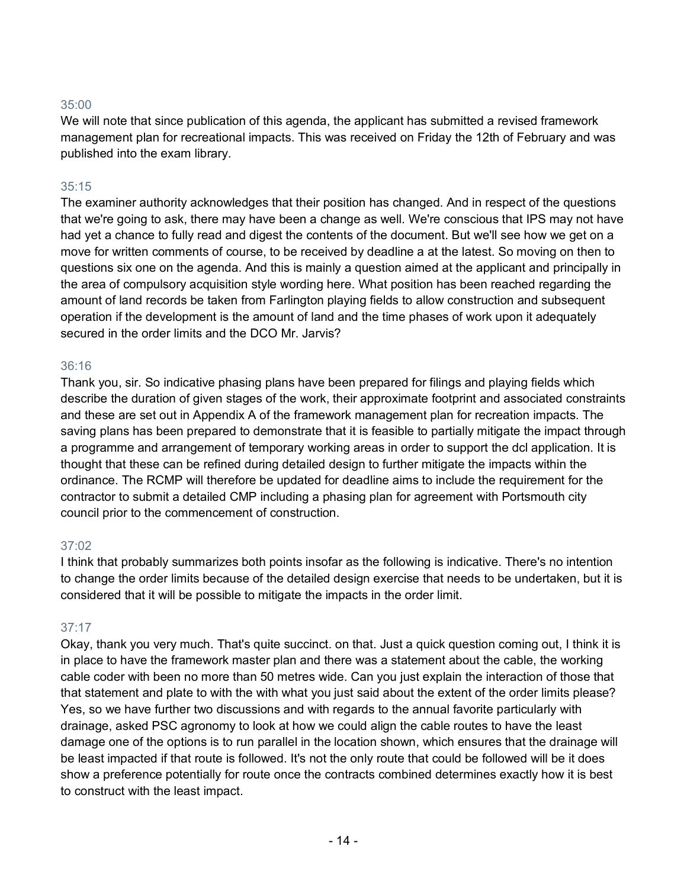35:00

We will note that since publication of this agenda, the applicant has submitted a revised framework management plan for recreational impacts. This was received on Friday the 12th of February and was published into the exam library.

35:15

The examiner authority acknowledges that their position has changed. And in respect of the questions that we're going to ask, there may have been a change as well. We're conscious that IPS may not have had yet a chance to fully read and digest the contents of the document. But we'll see how we get on a move for written comments of course, to be received by deadline a at the latest. So moving on then to questions six one on the agenda. And this is mainly a question aimed at the applicant and principally in the area of compulsory acquisition style wording here. What position has been reached regarding the amount of land records be taken from Farlington playing fields to allow construction and subsequent operation if the development is the amount of land and the time phases of work upon it adequately secured in the order limits and the DCO Mr. Jarvis?

36:16

Thank you, sir. So indicative phasing plans have been prepared for filings and playing fields which describe the duration of given stages of the work, their approximate footprint and associated constraints and these are set out in Appendix A of the framework management plan for recreation impacts. The saving plans has been prepared to demonstrate that it is feasible to partially mitigate the impact through a programme and arrangement of temporary working areas in order to support the dcl application. It is thought that these can be refined during detailed design to further mitigate the impacts within the ordinance. The RCMP will therefore be updated for deadline aims to include the requirement for the contractor to submit a detailed CMP including a phasing plan for agreement with Portsmouth city council prior to the commencement of construction.

37:02

I think that probably summarizes both points insofar as the following is indicative. There's no intention to change the order limits because of the detailed design exercise that needs to be undertaken, but it is considered that it will be possible to mitigate the impacts in the order limit.

37:17

Okay, thank you very much. That's quite succinct. on that. Just a quick question coming out, I think it is in place to have the framework master plan and there was a statement about the cable, the working cable coder with been no more than 50 metres wide. Can you just explain the interaction of those that that statement and plate to with the with what you just said about the extent of the order limits please? Yes, so we have further two discussions and with regards to the annual favorite particularly with drainage, asked PSC agronomy to look at how we could align the cable routes to have the least damage one of the options is to run parallel in the location shown, which ensures that the drainage will be least impacted if that route is followed. It's not the only route that could be followed will be it does show a preference potentially for route once the contracts combined determines exactly how it is best to construct with the least impact.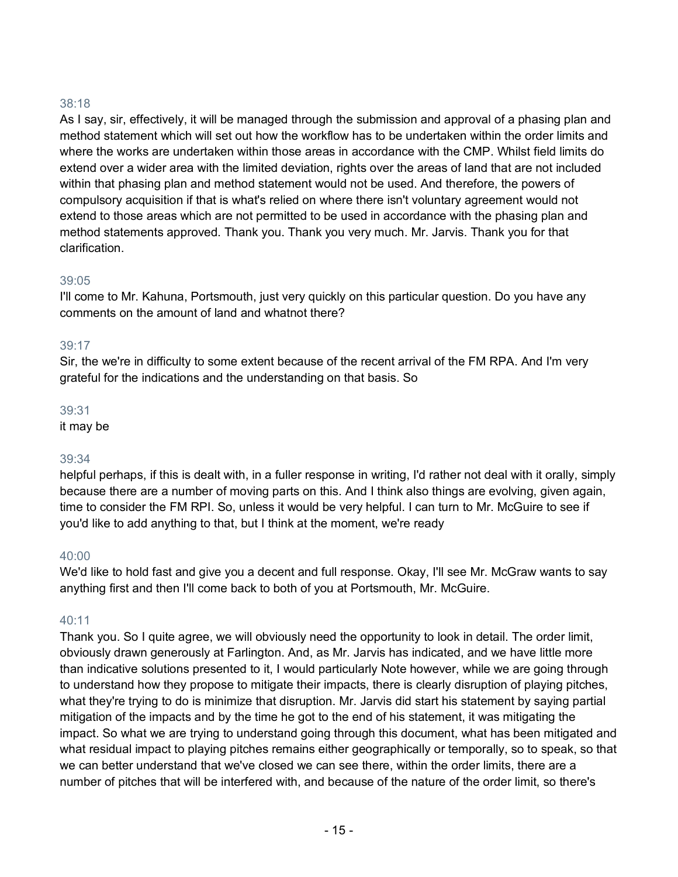38:18

As I say, sir, effectively, it will be managed through the submission and approval of a phasing plan and method statement which will set out how the workflow has to be undertaken within the order limits and where the works are undertaken within those areas in accordance with the CMP. Whilst field limits do extend over a wider area with the limited deviation, rights over the areas of land that are not included within that phasing plan and method statement would not be used. And therefore, the powers of compulsory acquisition if that is what's relied on where there isn't voluntary agreement would not extend to those areas which are not permitted to be used in accordance with the phasing plan and method statements approved. Thank you. Thank you very much. Mr. Jarvis. Thank you for that clarification.

39:05

I'll come to Mr. Kahuna, Portsmouth, just very quickly on this particular question. Do you have any comments on the amount of land and whatnot there?

39:17

Sir, the we're in difficulty to some extent because of the recent arrival of the FM RPA. And I'm very grateful for the indications and the understanding on that basis. So

39:31

it may be

39:34

helpful perhaps, if this is dealt with, in a fuller response in writing, I'd rather not deal with it orally, simply because there are a number of moving parts on this. And I think also things are evolving, given again, time to consider the FM RPI. So, unless it would be very helpful. I can turn to Mr. McGuire to see if you'd like to add anything to that, but I think at the moment, we're ready

40:00

We'd like to hold fast and give you a decent and full response. Okay, I'll see Mr. McGraw wants to say anything first and then I'll come back to both of you at Portsmouth, Mr. McGuire.

40:11

Thank you. So I quite agree, we will obviously need the opportunity to look in detail. The order limit, obviously drawn generously at Farlington. And, as Mr. Jarvis has indicated, and we have little more than indicative solutions presented to it, I would particularly Note however, while we are going through to understand how they propose to mitigate their impacts, there is clearly disruption of playing pitches, what they're trying to do is minimize that disruption. Mr. Jarvis did start his statement by saying partial mitigation of the impacts and by the time he got to the end of his statement, it was mitigating the impact. So what we are trying to understand going through this document, what has been mitigated and what residual impact to playing pitches remains either geographically or temporally, so to speak, so that we can better understand that we've closed we can see there, within the order limits, there are a number of pitches that will be interfered with, and because of the nature of the order limit, so there's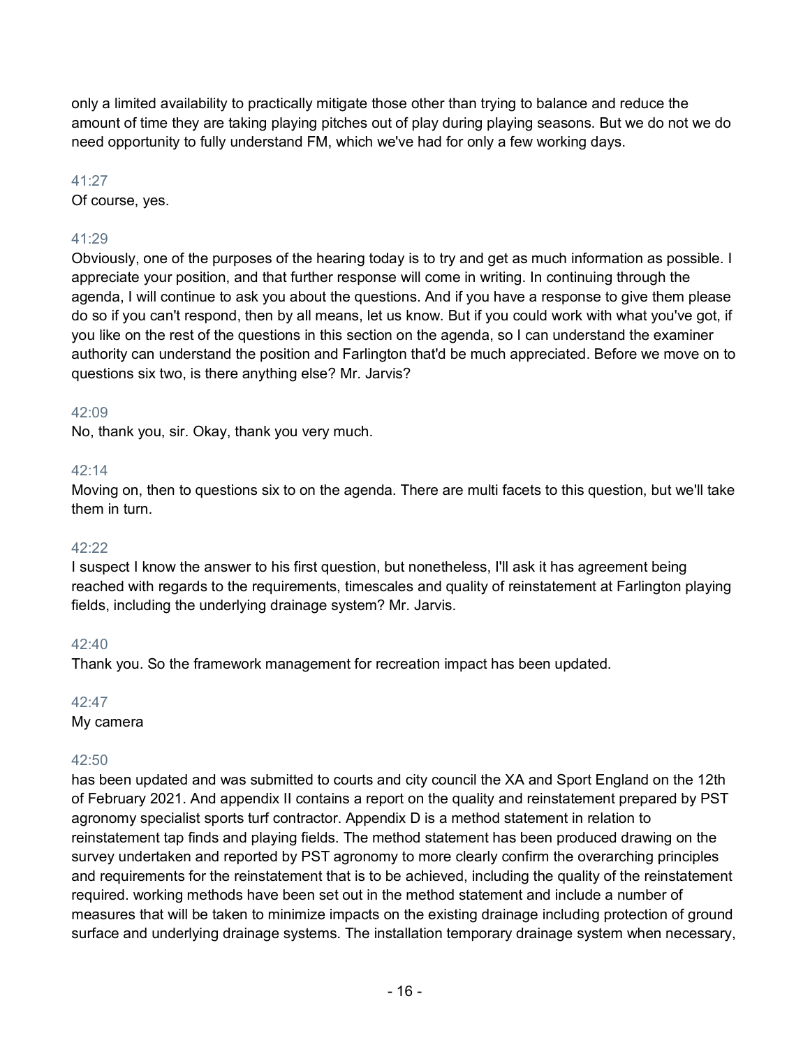only a limited availability to practically mitigate those other than trying to balance and reduce the amount of time they are taking playing pitches out of play during playing seasons. But we do not we do need opportunity to fully understand FM, which we've had for only a few working days.

41:27

Of course, yes.

41:29

Obviously, one of the purposes of the hearing today is to try and get as much information as possible. I appreciate your position, and that further response will come in writing. In continuing through the agenda, I will continue to ask you about the questions. And if you have a response to give them please do so if you can't respond, then by all means, let us know. But if you could work with what you've got, if you like on the rest of the questions in this section on the agenda, so I can understand the examiner authority can understand the position and Farlington that'd be much appreciated. Before we move on to questions six two, is there anything else? Mr. Jarvis?

42:09

No, thank you, sir. Okay, thank you very much.

42:14

Moving on, then to questions six to on the agenda. There are multi facets to this question, but we'll take them in turn.

42:22

I suspect I know the answer to his first question, but nonetheless, I'll ask it has agreement being reached with regards to the requirements, timescales and quality of reinstatement at Farlington playing fields, including the underlying drainage system? Mr. Jarvis.

42:40

Thank you. So the framework management for recreation impact has been updated.

42:47

My camera

42:50

has been updated and was submitted to courts and city council the XA and Sport England on the 12th of February 2021. And appendix II contains a report on the quality and reinstatement prepared by PST agronomy specialist sports turf contractor. Appendix D is a method statement in relation to reinstatement tap finds and playing fields. The method statement has been produced drawing on the survey undertaken and reported by PST agronomy to more clearly confirm the overarching principles and requirements for the reinstatement that is to be achieved, including the quality of the reinstatement required. working methods have been set out in the method statement and include a number of measures that will be taken to minimize impacts on the existing drainage including protection of ground surface and underlying drainage systems. The installation temporary drainage system when necessary,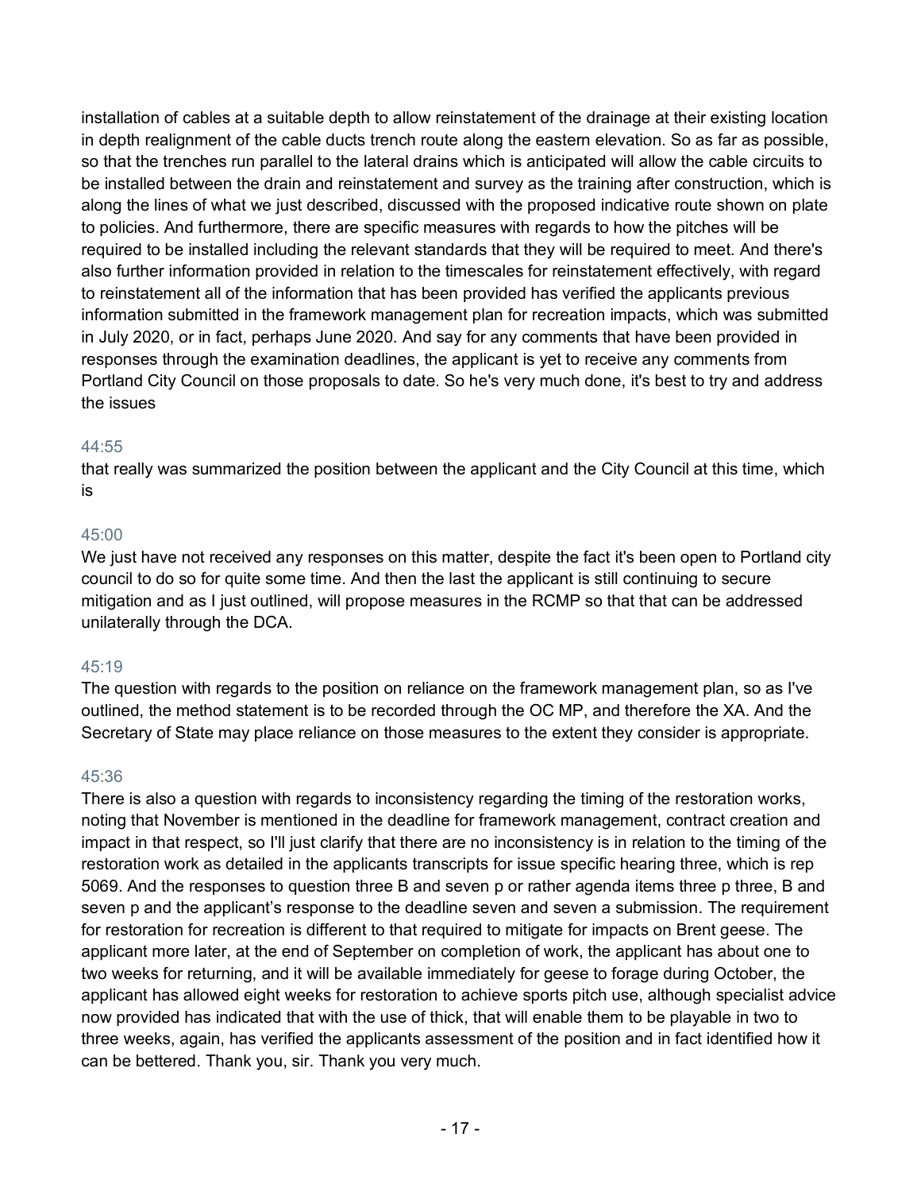installation of cables at a suitable depth to allow reinstatement of the drainage at their existing location in depth realignment of the cable ducts trench route along the eastern elevation. So as far as possible, so that the trenches run parallel to the lateral drains which is anticipated will allow the cable circuits to be installed between the drain and reinstatement and survey as the training after construction, which is along the lines of what we just described, discussed with the proposed indicative route shown on plate to policies. And furthermore, there are specific measures with regards to how the pitches will be required to be installed including the relevant standards that they will be required to meet. And there's also further information provided in relation to the timescales for reinstatement effectively, with regard to reinstatement all of the information that has been provided has verified the applicants previous information submitted in the framework management plan for recreation impacts, which was submitted in July 2020, or in fact, perhaps June 2020. And say for any comments that have been provided in responses through the examination deadlines, the applicant is yet to receive any comments from Portland City Council on those proposals to date. So he's very much done, it's best to try and address the issues

44:55

that really was summarized the position between the applicant and the City Council at this time, which is

45:00

We just have not received any responses on this matter, despite the fact it's been open to Portland city council to do so for quite some time. And then the last the applicant is still continuing to secure mitigation and as I just outlined, will propose measures in the RCMP so that that can be addressed unilaterally through the DCA.

45:19

The question with regards to the position on reliance on the framework management plan, so as I've outlined, the method statement is to be recorded through the OC MP, and therefore the XA. And the Secretary of State may place reliance on those measures to the extent they consider is appropriate.

45:36

There is also a question with regards to inconsistency regarding the timing of the restoration works, noting that November is mentioned in the deadline for framework management, contract creation and impact in that respect, so I'll just clarify that there are no inconsistency is in relation to the timing of the restoration work as detailed in the applicants transcripts for issue specific hearing three, which is rep 5069. And the responses to question three B and seven p or rather agenda items three p three, B and seven p and the applicant's response to the deadline seven and seven a submission. The requirement for restoration for recreation is different to that required to mitigate for impacts on Brent geese. The applicant more later, at the end of September on completion of work, the applicant has about one to two weeks for returning, and it will be available immediately for geese to forage during October, the applicant has allowed eight weeks for restoration to achieve sports pitch use, although specialist advice now provided has indicated that with the use of thick, that will enable them to be playable in two to three weeks, again, has verified the applicants assessment of the position and in fact identified how it can be bettered. Thank you, sir. Thank you very much.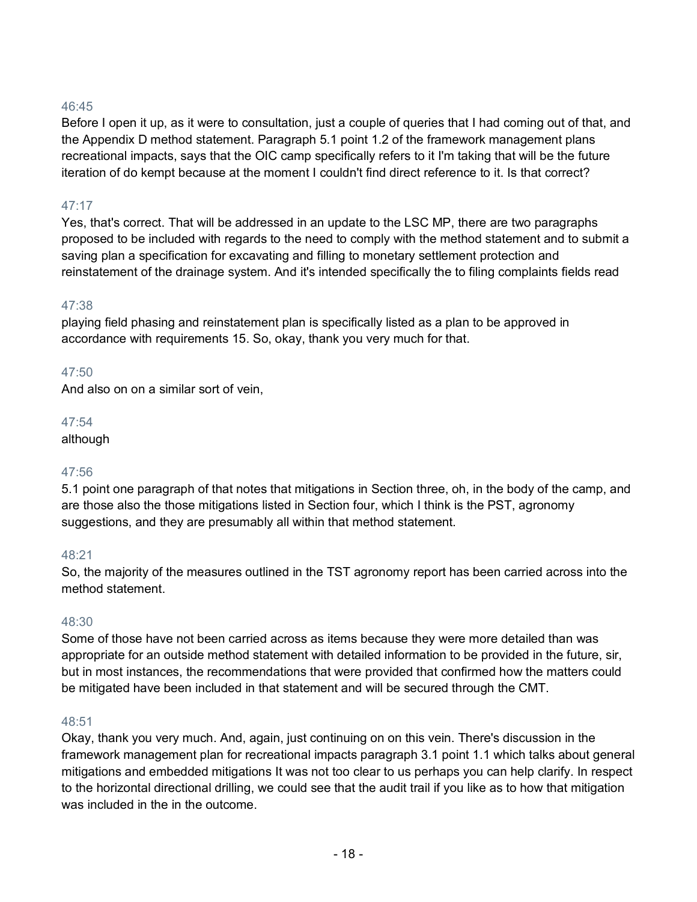46:45

Before I open it up, as it were to consultation, just a couple of queries that I had coming out of that, and the Appendix D method statement. Paragraph 5.1 point 1.2 of the framework management plans recreational impacts, says that the OIC camp specifically refers to it I'm taking that will be the future iteration of do kempt because at the moment I couldn't find direct reference to it. Is that correct?

47:17

Yes, that's correct. That will be addressed in an update to the LSC MP, there are two paragraphs proposed to be included with regards to the need to comply with the method statement and to submit a saving plan a specification for excavating and filling to monetary settlement protection and reinstatement of the drainage system. And it's intended specifically the to filing complaints fields read

47:38

playing field phasing and reinstatement plan is specifically listed as a plan to be approved in accordance with requirements 15. So, okay, thank you very much for that.

47:50

And also on on a similar sort of vein,

47:54

although

47:56

5.1 point one paragraph of that notes that mitigations in Section three, oh, in the body of the camp, and are those also the those mitigations listed in Section four, which I think is the PST, agronomy suggestions, and they are presumably all within that method statement.

48:21

So, the majority of the measures outlined in the TST agronomy report has been carried across into the method statement.

48:30

Some of those have not been carried across as items because they were more detailed than was appropriate for an outside method statement with detailed information to be provided in the future, sir, but in most instances, the recommendations that were provided that confirmed how the matters could be mitigated have been included in that statement and will be secured through the CMT.

48:51

Okay, thank you very much. And, again, just continuing on on this vein. There's discussion in the framework management plan for recreational impacts paragraph 3.1 point 1.1 which talks about general mitigations and embedded mitigations It was not too clear to us perhaps you can help clarify. In respect to the horizontal directional drilling, we could see that the audit trail if you like as to how that mitigation was included in the in the outcome.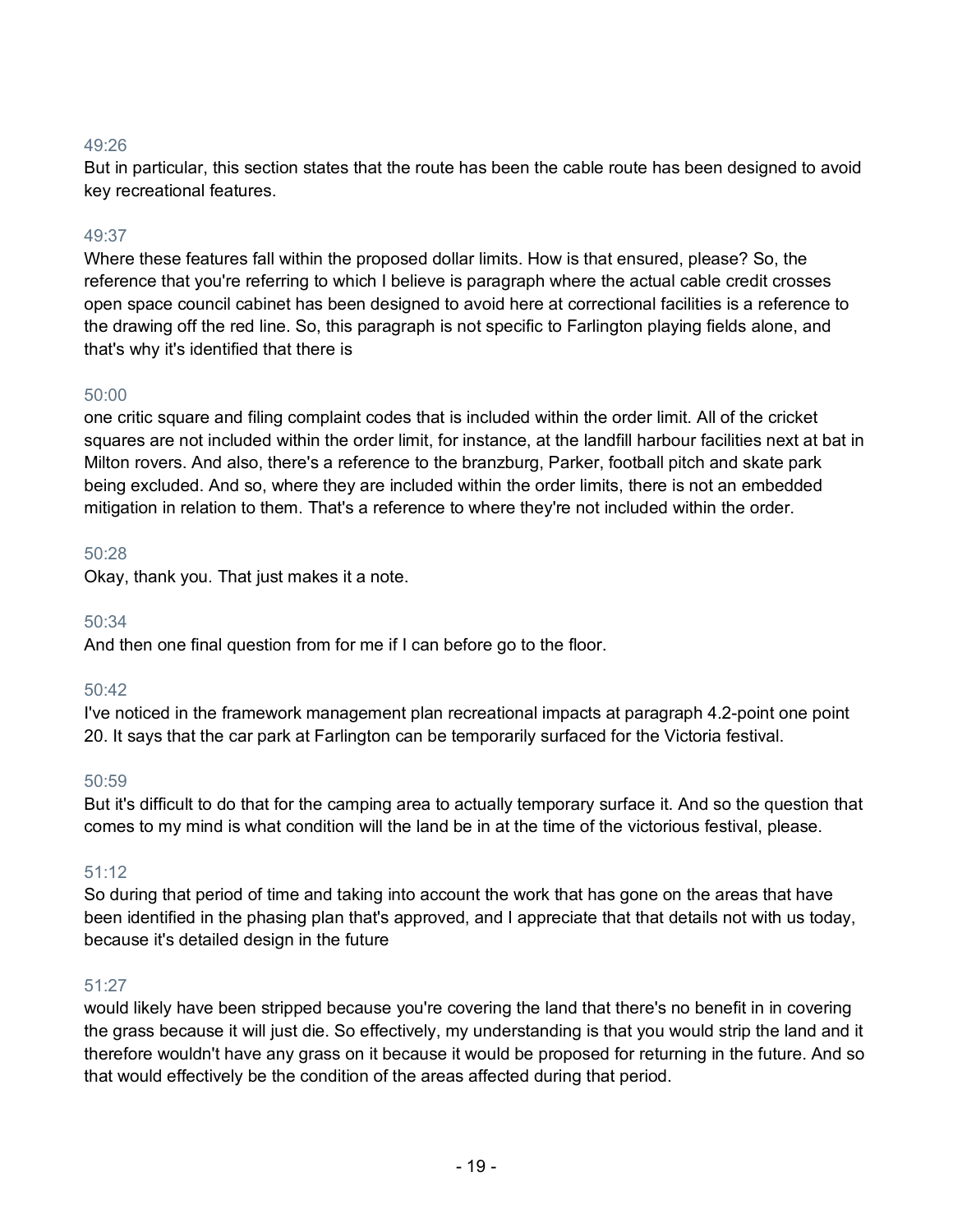49:26
But in particular, this section states that the route has been the cable route has been designed to avoid key recreational features.

49:37
Where these features fall within the proposed dollar limits. How is that ensured, please? So, the reference that you're referring to which I believe is paragraph where the actual cable credit crosses open space council cabinet has been designed to avoid here at correctional facilities is a reference to the drawing off the red line. So, this paragraph is not specific to Farlington playing fields alone, and that's why it's identified that there is

50:00
one critic square and filing complaint codes that is included within the order limit. All of the cricket squares are not included within the order limit, for instance, at the landfill harbour facilities next at bat in Milton rovers. And also, there's a reference to the branzburg, Parker, football pitch and skate park being excluded. And so, where they are included within the order limits, there is not an embedded mitigation in relation to them. That's a reference to where they're not included within the order.

50:28
Okay, thank you. That just makes it a note.

50:34
And then one final question from for me if I can before go to the floor.

50:42
I've noticed in the framework management plan recreational impacts at paragraph 4.2-point one point 20. It says that the car park at Farlington can be temporarily surfaced for the Victoria festival.

50:59
But it's difficult to do that for the camping area to actually temporary surface it. And so the question that comes to my mind is what condition will the land be in at the time of the victorious festival, please.

51:12
So during that period of time and taking into account the work that has gone on the areas that have been identified in the phasing plan that's approved, and I appreciate that that details not with us today, because it's detailed design in the future

51:27
would likely have been stripped because you're covering the land that there's no benefit in in covering the grass because it will just die. So effectively, my understanding is that you would strip the land and it therefore wouldn't have any grass on it because it would be proposed for returning in the future. And so that would effectively be the condition of the areas affected during that period.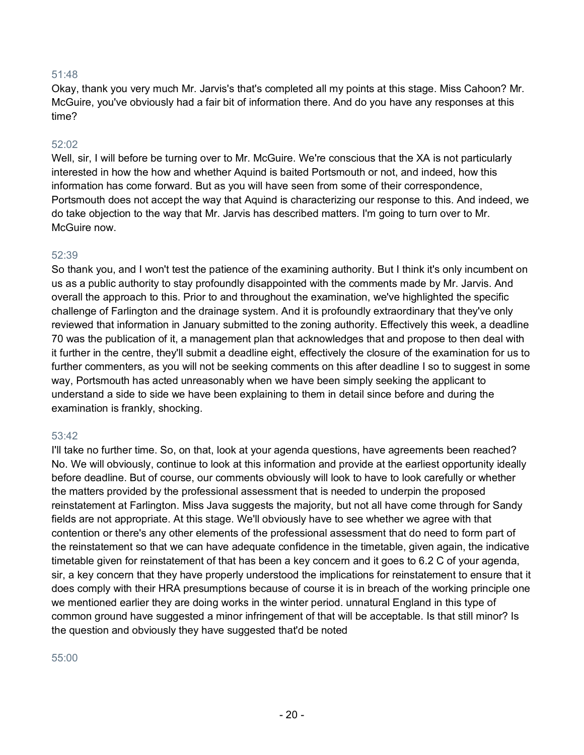51:48

Okay, thank you very much Mr. Jarvis's that's completed all my points at this stage. Miss Cahoon? Mr. McGuire, you've obviously had a fair bit of information there. And do you have any responses at this time?

52:02

Well, sir, I will before be turning over to Mr. McGuire. We're conscious that the XA is not particularly interested in how the how and whether Aquind is baited Portsmouth or not, and indeed, how this information has come forward. But as you will have seen from some of their correspondence, Portsmouth does not accept the way that Aquind is characterizing our response to this. And indeed, we do take objection to the way that Mr. Jarvis has described matters. I'm going to turn over to Mr. McGuire now.

52:39

So thank you, and I won't test the patience of the examining authority. But I think it's only incumbent on us as a public authority to stay profoundly disappointed with the comments made by Mr. Jarvis. And overall the approach to this. Prior to and throughout the examination, we've highlighted the specific challenge of Farlington and the drainage system. And it is profoundly extraordinary that they've only reviewed that information in January submitted to the zoning authority. Effectively this week, a deadline 70 was the publication of it, a management plan that acknowledges that and propose to then deal with it further in the centre, they'll submit a deadline eight, effectively the closure of the examination for us to further commenters, as you will not be seeking comments on this after deadline I so to suggest in some way, Portsmouth has acted unreasonably when we have been simply seeking the applicant to understand a side to side we have been explaining to them in detail since before and during the examination is frankly, shocking.

53:42

I'll take no further time. So, on that, look at your agenda questions, have agreements been reached? No. We will obviously, continue to look at this information and provide at the earliest opportunity ideally before deadline. But of course, our comments obviously will look to have to look carefully or whether the matters provided by the professional assessment that is needed to underpin the proposed reinstatement at Farlington. Miss Java suggests the majority, but not all have come through for Sandy fields are not appropriate. At this stage. We'll obviously have to see whether we agree with that contention or there's any other elements of the professional assessment that do need to form part of the reinstatement so that we can have adequate confidence in the timetable, given again, the indicative timetable given for reinstatement of that has been a key concern and it goes to 6.2 C of your agenda, sir, a key concern that they have properly understood the implications for reinstatement to ensure that it does comply with their HRA presumptions because of course it is in breach of the working principle one we mentioned earlier they are doing works in the winter period. unnatural England in this type of common ground have suggested a minor infringement of that will be acceptable. Is that still minor? Is the question and obviously they have suggested that'd be noted

55:00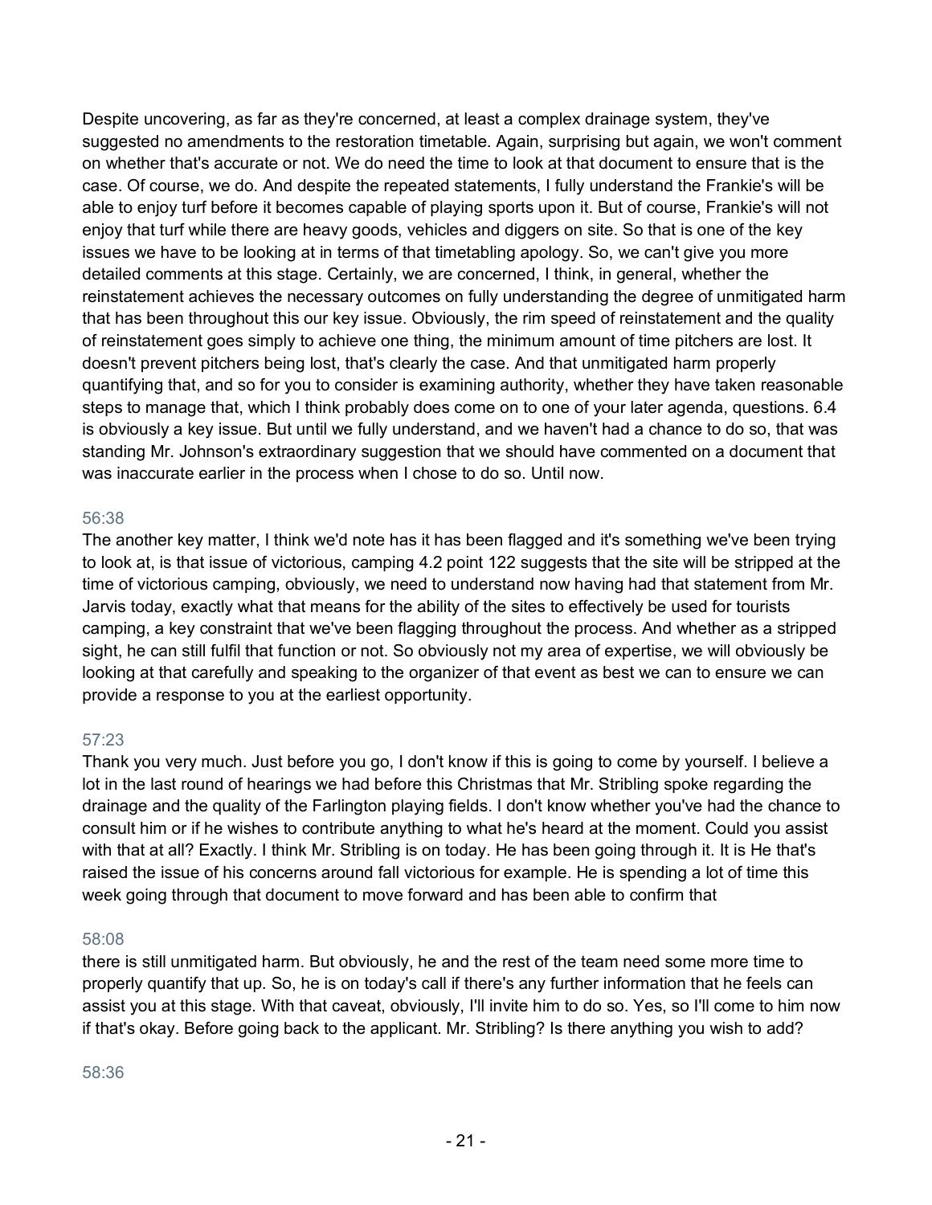Despite uncovering, as far as they're concerned, at least a complex drainage system, they've suggested no amendments to the restoration timetable. Again, surprising but again, we won't comment on whether that's accurate or not. We do need the time to look at that document to ensure that is the case. Of course, we do. And despite the repeated statements, I fully understand the Frankie's will be able to enjoy turf before it becomes capable of playing sports upon it. But of course, Frankie's will not enjoy that turf while there are heavy goods, vehicles and diggers on site. So that is one of the key issues we have to be looking at in terms of that timetabling apology. So, we can't give you more detailed comments at this stage. Certainly, we are concerned, I think, in general, whether the reinstatement achieves the necessary outcomes on fully understanding the degree of unmitigated harm that has been throughout this our key issue. Obviously, the rim speed of reinstatement and the quality of reinstatement goes simply to achieve one thing, the minimum amount of time pitchers are lost. It doesn't prevent pitchers being lost, that's clearly the case. And that unmitigated harm properly quantifying that, and so for you to consider is examining authority, whether they have taken reasonable steps to manage that, which I think probably does come on to one of your later agenda, questions. 6.4 is obviously a key issue. But until we fully understand, and we haven't had a chance to do so, that was standing Mr. Johnson's extraordinary suggestion that we should have commented on a document that was inaccurate earlier in the process when I chose to do so. Until now.

56:38

The another key matter, I think we'd note has it has been flagged and it's something we've been trying to look at, is that issue of victorious, camping 4.2 point 122 suggests that the site will be stripped at the time of victorious camping, obviously, we need to understand now having had that statement from Mr. Jarvis today, exactly what that means for the ability of the sites to effectively be used for tourists camping, a key constraint that we've been flagging throughout the process. And whether as a stripped sight, he can still fulfil that function or not. So obviously not my area of expertise, we will obviously be looking at that carefully and speaking to the organizer of that event as best we can to ensure we can provide a response to you at the earliest opportunity.

57:23

Thank you very much. Just before you go, I don't know if this is going to come by yourself. I believe a lot in the last round of hearings we had before this Christmas that Mr. Stribling spoke regarding the drainage and the quality of the Farlington playing fields. I don't know whether you've had the chance to consult him or if he wishes to contribute anything to what he's heard at the moment. Could you assist with that at all? Exactly. I think Mr. Stribling is on today. He has been going through it. It is He that's raised the issue of his concerns around fall victorious for example. He is spending a lot of time this week going through that document to move forward and has been able to confirm that

58:08

there is still unmitigated harm. But obviously, he and the rest of the team need some more time to properly quantify that up. So, he is on today's call if there's any further information that he feels can assist you at this stage. With that caveat, obviously, I'll invite him to do so. Yes, so I'll come to him now if that's okay. Before going back to the applicant. Mr. Stribling? Is there anything you wish to add?

58:36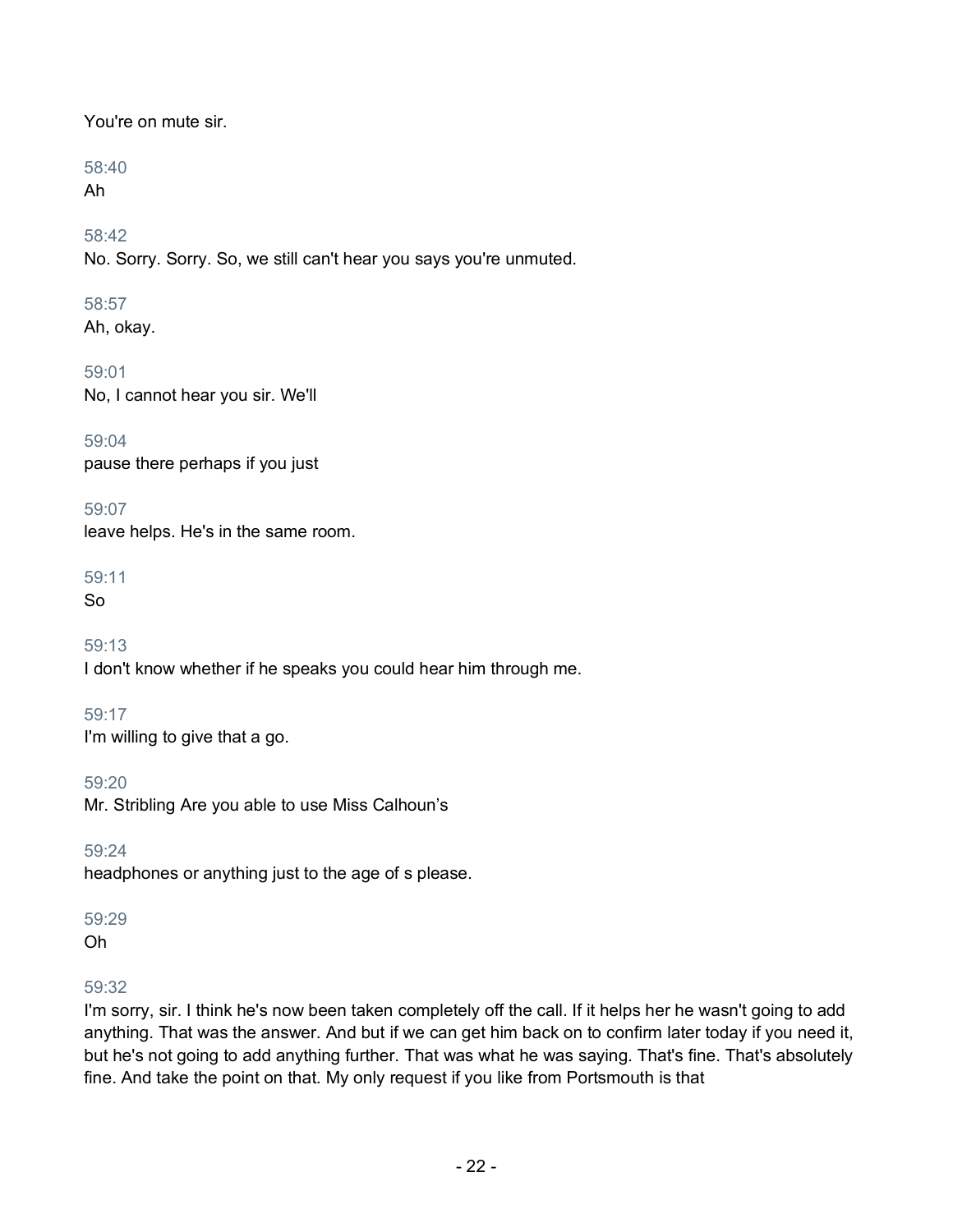You're on mute sir.

58:40
Ah

58:42
No. Sorry. Sorry. So, we still can't hear you says you're unmuted.

58:57
Ah, okay.

59:01
No, I cannot hear you sir. We'll

59:04
pause there perhaps if you just

59:07
leave helps. He's in the same room.

59:11
So

59:13
I don't know whether if he speaks you could hear him through me.

59:17
I'm willing to give that a go.

59:20
Mr. Stribling Are you able to use Miss Calhoun's

59:24
headphones or anything just to the age of s please.

59:29
Oh

59:32
I'm sorry, sir. I think he's now been taken completely off the call. If it helps her he wasn't going to add anything. That was the answer. And but if we can get him back on to confirm later today if you need it, but he's not going to add anything further. That was what he was saying. That's fine. That's absolutely fine. And take the point on that. My only request if you like from Portsmouth is that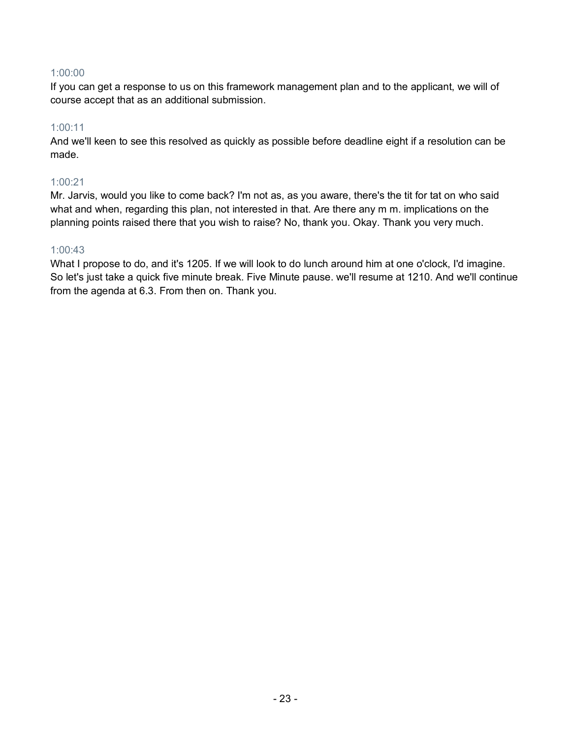1:00:00

If you can get a response to us on this framework management plan and to the applicant, we will of course accept that as an additional submission.

1:00:11

And we'll keen to see this resolved as quickly as possible before deadline eight if a resolution can be made.

1:00:21

Mr. Jarvis, would you like to come back? I'm not as, as you aware, there's the tit for tat on who said what and when, regarding this plan, not interested in that. Are there any m m. implications on the planning points raised there that you wish to raise? No, thank you. Okay. Thank you very much.

1:00:43

What I propose to do, and it's 1205. If we will look to do lunch around him at one o'clock, I'd imagine. So let's just take a quick five minute break. Five Minute pause. we'll resume at 1210. And we'll continue from the agenda at 6.3. From then on. Thank you.